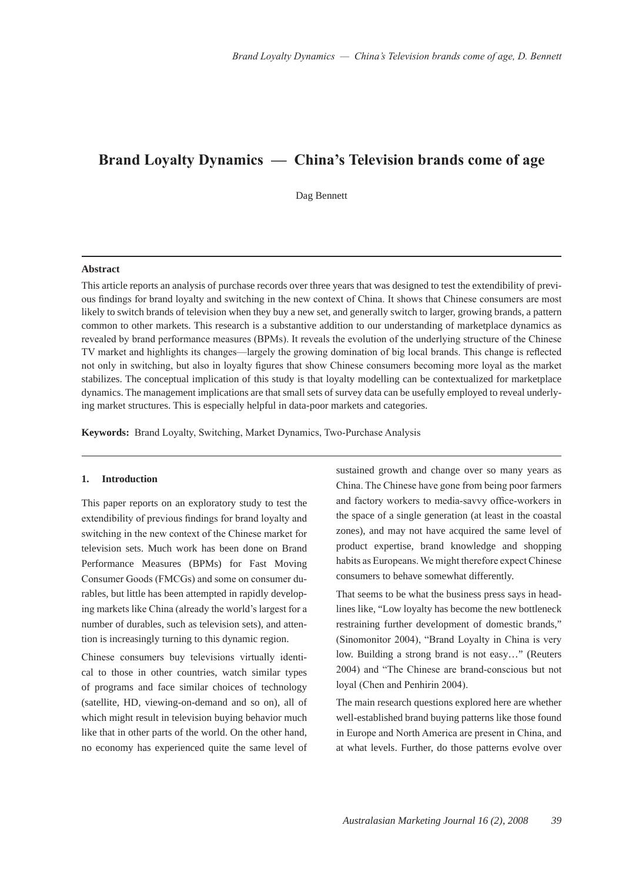# Brand Loyalty Dynamics — China's Television brands come of age

Dag Bennett

## Abstract

This article reports an analysis of purchase records over three years that was designed to test the extendibility of previous findings for brand loyalty and switching in the new context of China. It shows that Chinese consumers are most likely to switch brands of television when they buy a new set, and generally switch to larger, growing brands, a pattern common to other markets. This research is a substantive addition to our understanding of marketplace dynamics as revealed by brand performance measures (BPMs). It reveals the evolution of the underlying structure of the Chinese TV market and highlights its changes—largely the growing domination of big local brands. This change is reflected not only in switching, but also in loyalty figures that show Chinese consumers becoming more loyal as the market stabilizes. The conceptual implication of this study is that loyalty modelling can be contextualized for marketplace dynamics. The management implications are that small sets of survey data can be usefully employed to reveal underlying market structures. This is especially helpful in data-poor markets and categories.

**Keywords:** Brand Loyalty, Switching, Market Dynamics, Two-Purchase Analysis

## 1. Introduction

This paper reports on an exploratory study to test the extendibility of previous findings for brand loyalty and switching in the new context of the Chinese market for television sets. Much work has been done on Brand Performance Measures (BPMs) for Fast Moving Consumer Goods (FMCGs) and some on consumer durables, but little has been attempted in rapidly developing markets like China (already the world's largest for a number of durables, such as television sets), and attention is increasingly turning to this dynamic region.

Chinese consumers buy televisions virtually identical to those in other countries, watch similar types of programs and face similar choices of technology (satellite, HD, viewing-on-demand and so on), all of which might result in television buying behavior much like that in other parts of the world. On the other hand, no economy has experienced quite the same level of sustained growth and change over so many years as China. The Chinese have gone from being poor farmers and factory workers to media-savvy office-workers in the space of a single generation (at least in the coastal zones), and may not have acquired the same level of product expertise, brand knowledge and shopping habits as Europeans. We might therefore expect Chinese consumers to behave somewhat differently.

That seems to be what the business press says in headlines like, "Low loyalty has become the new bottleneck restraining further development of domestic brands," (Sinomonitor 2004), "Brand Loyalty in China is very low. Building a strong brand is not easy…" (Reuters 2004) and "The Chinese are brand-conscious but not loyal (Chen and Penhirin 2004).

The main research questions explored here are whether well-established brand buying patterns like those found in Europe and North America are present in China, and at what levels. Further, do those patterns evolve over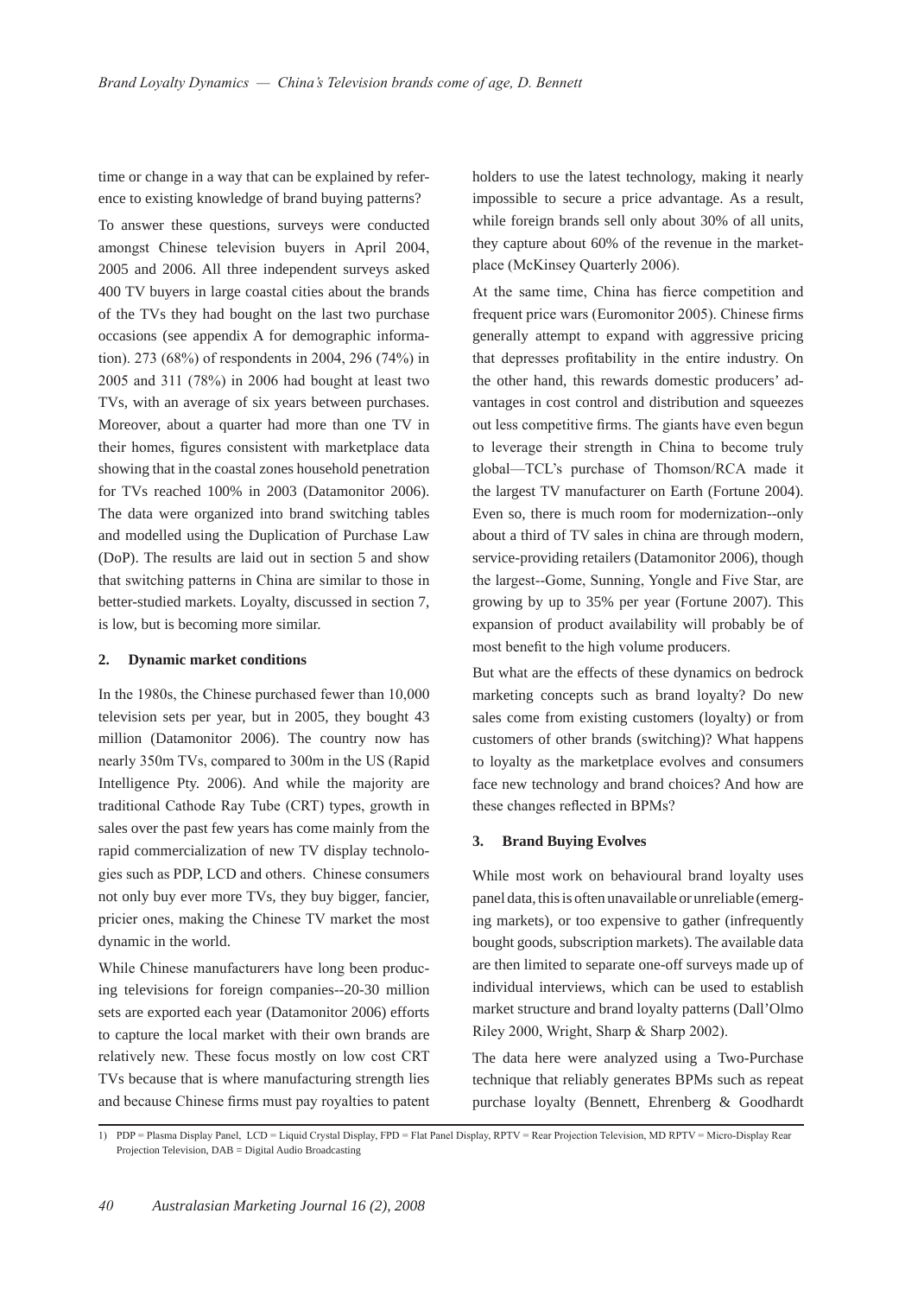time or change in a way that can be explained by reference to existing knowledge of brand buying patterns?

To answer these questions, surveys were conducted amongst Chinese television buyers in April 2004, 2005 and 2006. All three independent surveys asked 400 TV buyers in large coastal cities about the brands of the TVs they had bought on the last two purchase occasions (see appendix A for demographic information). 273 (68%) of respondents in 2004, 296 (74%) in 2005 and 311 (78%) in 2006 had bought at least two TVs, with an average of six years between purchases. Moreover, about a quarter had more than one TV in their homes, figures consistent with marketplace data showing that in the coastal zones household penetration for TVs reached 100% in 2003 (Datamonitor 2006). The data were organized into brand switching tables and modelled using the Duplication of Purchase Law (DoP). The results are laid out in section 5 and show that switching patterns in China are similar to those in better-studied markets. Loyalty, discussed in section 7, is low, but is becoming more similar.

## 2. Dynamic market conditions

In the 1980s, the Chinese purchased fewer than 10,000 television sets per year, but in 2005, they bought 43 million (Datamonitor 2006). The country now has nearly 350m TVs, compared to 300m in the US (Rapid Intelligence Pty. 2006). And while the majority are traditional Cathode Ray Tube (CRT) types, growth in sales over the past few years has come mainly from the rapid commercialization of new TV display technologies such as PDP, LCD and others. Chinese consumers not only buy ever more TVs, they buy bigger, fancier, pricier ones, making the Chinese TV market the most dynamic in the world.

While Chinese manufacturers have long been producing televisions for foreign companies--20-30 million sets are exported each year (Datamonitor 2006) efforts to capture the local market with their own brands are relatively new. These focus mostly on low cost CRT TVs because that is where manufacturing strength lies and because Chinese firms must pay royalties to patent holders to use the latest technology, making it nearly impossible to secure a price advantage. As a result, while foreign brands sell only about 30% of all units, they capture about 60% of the revenue in the marketplace (McKinsey Quarterly 2006).

At the same time, China has fierce competition and frequent price wars (Euromonitor 2005). Chinese firms generally attempt to expand with aggressive pricing that depresses profitability in the entire industry. On the other hand, this rewards domestic producers' advantages in cost control and distribution and squeezes out less competitive firms. The giants have even begun to leverage their strength in China to become truly global—TCL's purchase of Thomson/RCA made it the largest TV manufacturer on Earth (Fortune 2004). Even so, there is much room for modernization--only about a third of TV sales in china are through modern, service-providing retailers (Datamonitor 2006), though the largest--Gome, Sunning, Yongle and Five Star, are growing by up to 35% per year (Fortune 2007). This expansion of product availability will probably be of most benefit to the high volume producers.

But what are the effects of these dynamics on bedrock marketing concepts such as brand loyalty? Do new sales come from existing customers (loyalty) or from customers of other brands (switching)? What happens to loyalty as the marketplace evolves and consumers face new technology and brand choices? And how are these changes reflected in BPMs?

## 3. Brand Buying Evolves

While most work on behavioural brand loyalty uses panel data, this is often unavailable or unreliable (emerging markets), or too expensive to gather (infrequently bought goods, subscription markets). The available data are then limited to separate one-off surveys made up of individual interviews, which can be used to establish market structure and brand loyalty patterns (Dall'Olmo Riley 2000, Wright, Sharp & Sharp 2002).

The data here were analyzed using a Two-Purchase technique that reliably generates BPMs such as repeat purchase loyalty (Bennett, Ehrenberg & Goodhardt

1) PDP = Plasma Display Panel, LCD = Liquid Crystal Display, FPD = Flat Panel Display, RPTV = Rear Projection Television, MD RPTV = Micro-Display Rear Projection Television, DAB = Digital Audio Broadcasting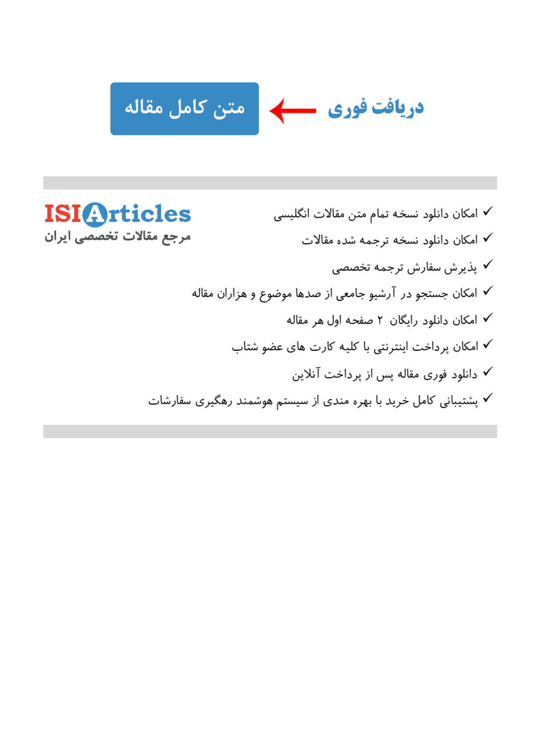دریافت فوری ← متن کامل مقاله

**ISIArticles**
مرجع مقالات تخصصی ایران

- ✓ امکان دانلود نسخه تمام متن مقالات انگلیسی
- ✓ امکان دانلود نسخه ترجمه شده مقالات
- ✓ پذیرش سفارش ترجمه تخصصی
- ✓ امکان جستجو در آرشیو جامعی از صدها موضوع و هزاران مقاله
- ✓ امکان دانلود رایگان ۲ صفحه اول هر مقاله
- ✓ امکان پرداخت اینترنتی با کلیه کارت های عضو شتاب
- ✓ دانلود فوری مقاله پس از پرداخت آنلاین
- ✓ پشتیبانی کامل خرید با بهره مندی از سیستم هوشمند رهگیری سفارشات